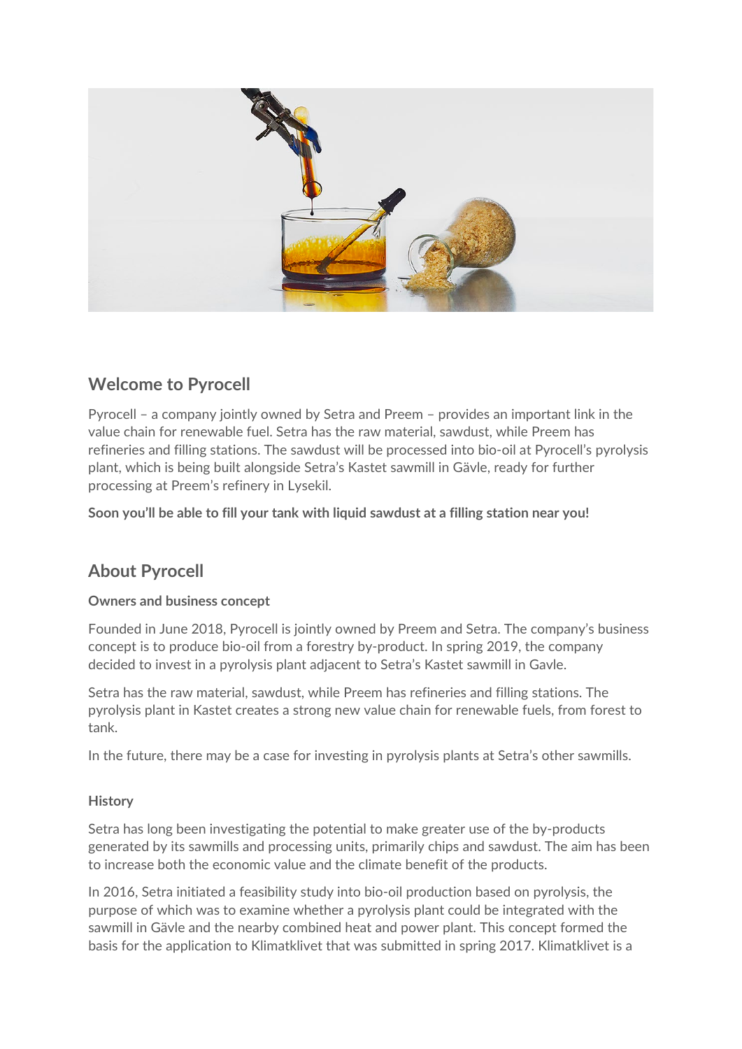## Welcome to Pyrocell

Pyrocell – a company jointly owned by Setra and Preem – provides an important link in the value chain for renewable fuel. Setra has the raw material, sawdust, while Preem has refineries and filling stations. The sawdust will be processed into bio-oil at Pyrocell's pyrolysis plant, which is being built alongside Setra's Kastet sawmill in Gävle, ready for further processing at Preem's refinery in Lysekil.

**Soon you'll be able to fill your tank with liquid sawdust at a filling station near you!**

## About Pyrocell

### Owners and business concept

Founded in June 2018, Pyrocell is jointly owned by Preem and Setra. The company's business concept is to produce bio-oil from a forestry by-product. In spring 2019, the company decided to invest in a pyrolysis plant adjacent to Setra's Kastet sawmill in Gavle.

Setra has the raw material, sawdust, while Preem has refineries and filling stations. The pyrolysis plant in Kastet creates a strong new value chain for renewable fuels, from forest to tank.

In the future, there may be a case for investing in pyrolysis plants at Setra's other sawmills.

### History

Setra has long been investigating the potential to make greater use of the by-products generated by its sawmills and processing units, primarily chips and sawdust. The aim has been to increase both the economic value and the climate benefit of the products.

In 2016, Setra initiated a feasibility study into bio-oil production based on pyrolysis, the purpose of which was to examine whether a pyrolysis plant could be integrated with the sawmill in Gävle and the nearby combined heat and power plant. This concept formed the basis for the application to Klimatklivet that was submitted in spring 2017. Klimatklivet is a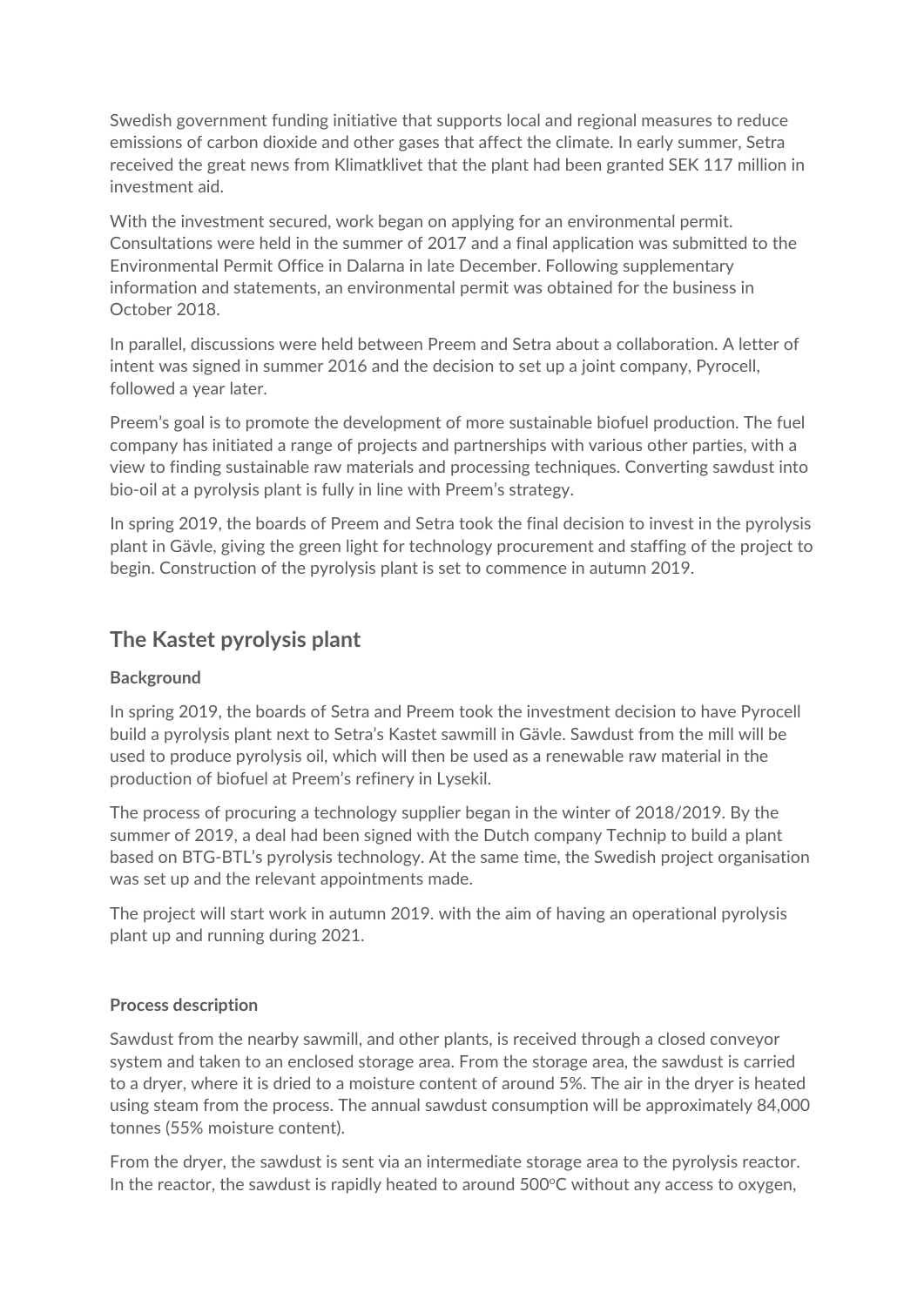Swedish government funding initiative that supports local and regional measures to reduce emissions of carbon dioxide and other gases that affect the climate. In early summer, Setra received the great news from Klimatklivet that the plant had been granted SEK 117 million in investment aid.

With the investment secured, work began on applying for an environmental permit. Consultations were held in the summer of 2017 and a final application was submitted to the Environmental Permit Office in Dalarna in late December. Following supplementary information and statements, an environmental permit was obtained for the business in October 2018.

In parallel, discussions were held between Preem and Setra about a collaboration. A letter of intent was signed in summer 2016 and the decision to set up a joint company, Pyrocell, followed a year later.

Preem's goal is to promote the development of more sustainable biofuel production. The fuel company has initiated a range of projects and partnerships with various other parties, with a view to finding sustainable raw materials and processing techniques. Converting sawdust into bio-oil at a pyrolysis plant is fully in line with Preem's strategy.

In spring 2019, the boards of Preem and Setra took the final decision to invest in the pyrolysis plant in Gävle, giving the green light for technology procurement and staffing of the project to begin. Construction of the pyrolysis plant is set to commence in autumn 2019.

## The Kastet pyrolysis plant

### Background

In spring 2019, the boards of Setra and Preem took the investment decision to have Pyrocell build a pyrolysis plant next to Setra's Kastet sawmill in Gävle. Sawdust from the mill will be used to produce pyrolysis oil, which will then be used as a renewable raw material in the production of biofuel at Preem's refinery in Lysekil.

The process of procuring a technology supplier began in the winter of 2018/2019. By the summer of 2019, a deal had been signed with the Dutch company Technip to build a plant based on BTG-BTL's pyrolysis technology. At the same time, the Swedish project organisation was set up and the relevant appointments made.

The project will start work in autumn 2019. with the aim of having an operational pyrolysis plant up and running during 2021.

### Process description

Sawdust from the nearby sawmill, and other plants, is received through a closed conveyor system and taken to an enclosed storage area. From the storage area, the sawdust is carried to a dryer, where it is dried to a moisture content of around 5%. The air in the dryer is heated using steam from the process. The annual sawdust consumption will be approximately 84,000 tonnes (55% moisture content).

From the dryer, the sawdust is sent via an intermediate storage area to the pyrolysis reactor. In the reactor, the sawdust is rapidly heated to around 500°C without any access to oxygen,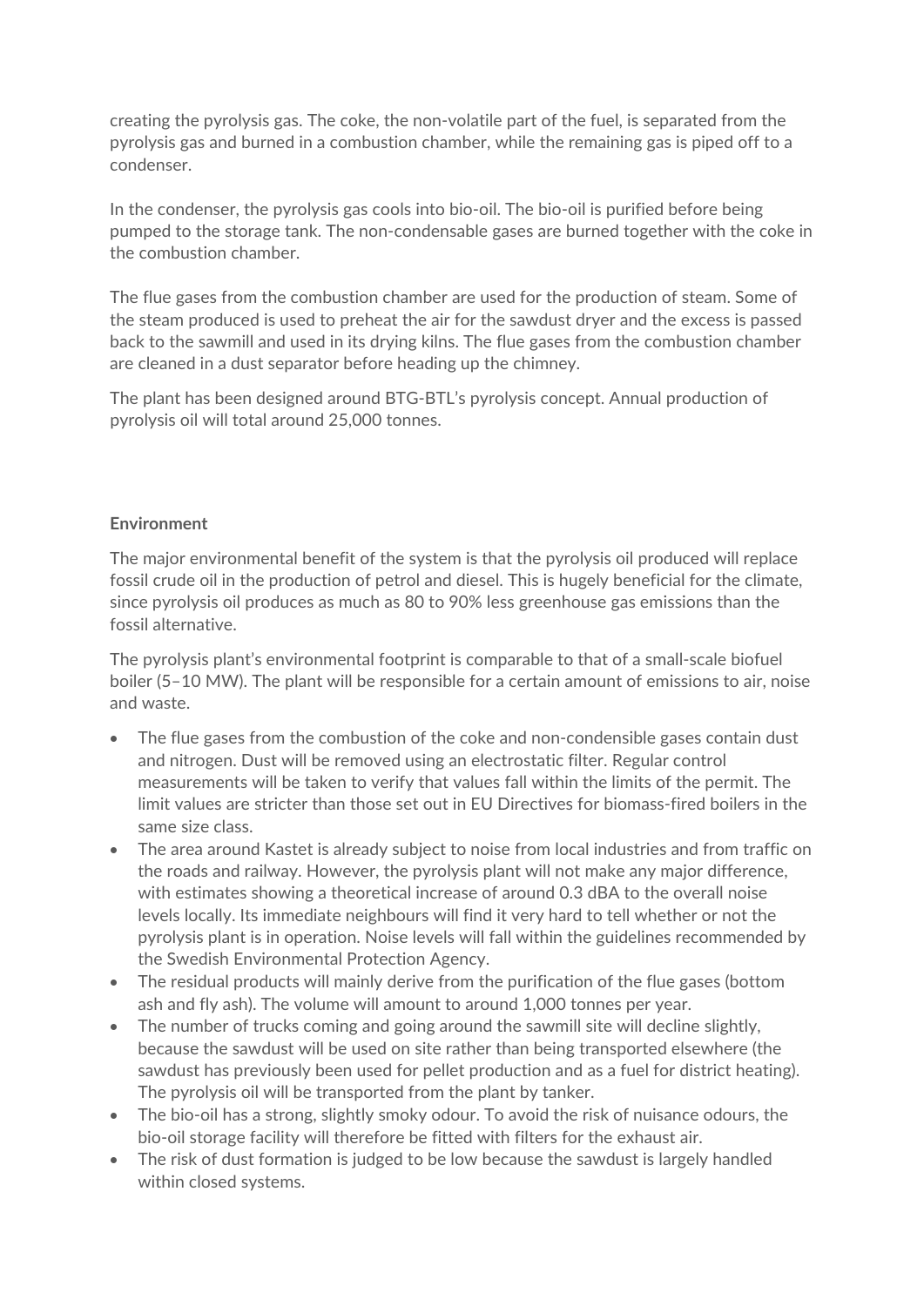creating the pyrolysis gas. The coke, the non-volatile part of the fuel, is separated from the pyrolysis gas and burned in a combustion chamber, while the remaining gas is piped off to a condenser.

In the condenser, the pyrolysis gas cools into bio-oil. The bio-oil is purified before being pumped to the storage tank. The non-condensable gases are burned together with the coke in the combustion chamber.

The flue gases from the combustion chamber are used for the production of steam. Some of the steam produced is used to preheat the air for the sawdust dryer and the excess is passed back to the sawmill and used in its drying kilns. The flue gases from the combustion chamber are cleaned in a dust separator before heading up the chimney.

The plant has been designed around BTG-BTL's pyrolysis concept. Annual production of pyrolysis oil will total around 25,000 tonnes.

**Environment**

The major environmental benefit of the system is that the pyrolysis oil produced will replace fossil crude oil in the production of petrol and diesel. This is hugely beneficial for the climate, since pyrolysis oil produces as much as 80 to 90% less greenhouse gas emissions than the fossil alternative.

The pyrolysis plant's environmental footprint is comparable to that of a small-scale biofuel boiler (5–10 MW). The plant will be responsible for a certain amount of emissions to air, noise and waste.

- The flue gases from the combustion of the coke and non-condensible gases contain dust and nitrogen. Dust will be removed using an electrostatic filter. Regular control measurements will be taken to verify that values fall within the limits of the permit. The limit values are stricter than those set out in EU Directives for biomass-fired boilers in the same size class.
- The area around Kastet is already subject to noise from local industries and from traffic on the roads and railway. However, the pyrolysis plant will not make any major difference, with estimates showing a theoretical increase of around 0.3 dBA to the overall noise levels locally. Its immediate neighbours will find it very hard to tell whether or not the pyrolysis plant is in operation. Noise levels will fall within the guidelines recommended by the Swedish Environmental Protection Agency.
- The residual products will mainly derive from the purification of the flue gases (bottom ash and fly ash). The volume will amount to around 1,000 tonnes per year.
- The number of trucks coming and going around the sawmill site will decline slightly, because the sawdust will be used on site rather than being transported elsewhere (the sawdust has previously been used for pellet production and as a fuel for district heating). The pyrolysis oil will be transported from the plant by tanker.
- The bio-oil has a strong, slightly smoky odour. To avoid the risk of nuisance odours, the bio-oil storage facility will therefore be fitted with filters for the exhaust air.
- The risk of dust formation is judged to be low because the sawdust is largely handled within closed systems.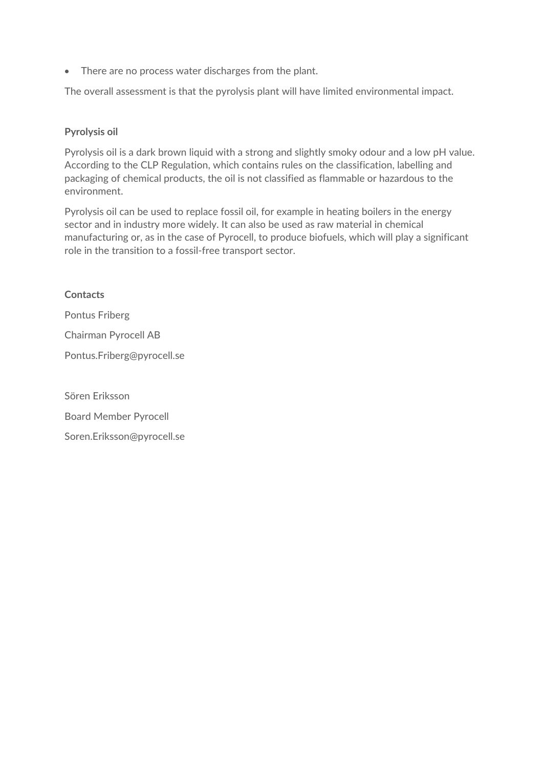- There are no process water discharges from the plant.

The overall assessment is that the pyrolysis plant will have limited environmental impact.

**Pyrolysis oil**

Pyrolysis oil is a dark brown liquid with a strong and slightly smoky odour and a low pH value. According to the CLP Regulation, which contains rules on the classification, labelling and packaging of chemical products, the oil is not classified as flammable or hazardous to the environment.

Pyrolysis oil can be used to replace fossil oil, for example in heating boilers in the energy sector and in industry more widely. It can also be used as raw material in chemical manufacturing or, as in the case of Pyrocell, to produce biofuels, which will play a significant role in the transition to a fossil-free transport sector.

**Contacts**

Pontus Friberg

Chairman Pyrocell AB

Pontus.Friberg@pyrocell.se

Sören Eriksson

Board Member Pyrocell

Soren.Eriksson@pyrocell.se